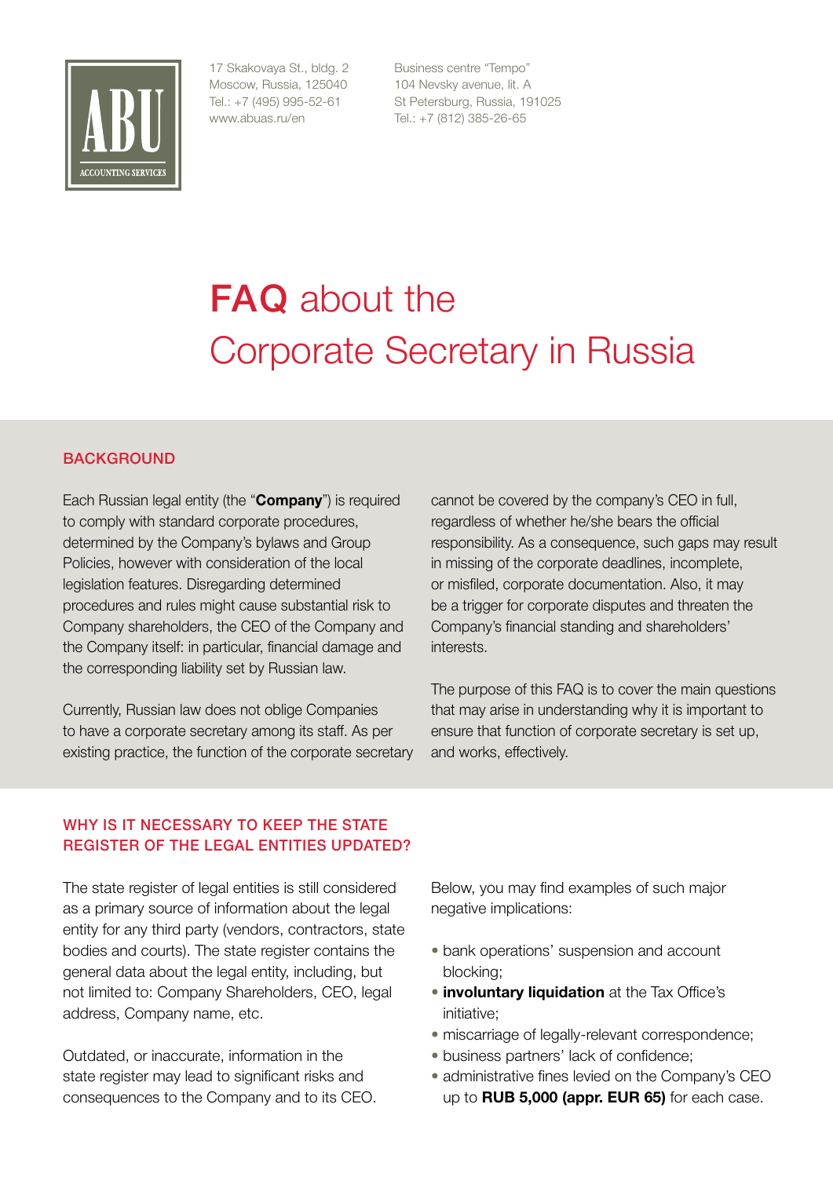ABU
ACCOUNTING SERVICES

17 Skakovaya St., bldg. 2
Moscow, Russia, 125040
Tel.: +7 (495) 995-52-61
www.abuas.ru/en

Business centre "Tempo"
104 Nevsky avenue, lit. A
St Petersburg, Russia, 191025
Tel.: +7 (812) 385-26-65

# FAQ about the Corporate Secretary in Russia

## BACKGROUND

Each Russian legal entity (the "**Company**") is required to comply with standard corporate procedures, determined by the Company's bylaws and Group Policies, however with consideration of the local legislation features. Disregarding determined procedures and rules might cause substantial risk to Company shareholders, the CEO of the Company and the Company itself: in particular, financial damage and the corresponding liability set by Russian law.

Currently, Russian law does not oblige Companies to have a corporate secretary among its staff. As per existing practice, the function of the corporate secretary cannot be covered by the company's CEO in full, regardless of whether he/she bears the official responsibility. As a consequence, such gaps may result in missing of the corporate deadlines, incomplete, or misfiled, corporate documentation. Also, it may be a trigger for corporate disputes and threaten the Company's financial standing and shareholders' interests.

The purpose of this FAQ is to cover the main questions that may arise in understanding why it is important to ensure that function of corporate secretary is set up, and works, effectively.

## WHY IS IT NECESSARY TO KEEP THE STATE REGISTER OF THE LEGAL ENTITIES UPDATED?

The state register of legal entities is still considered as a primary source of information about the legal entity for any third party (vendors, contractors, state bodies and courts). The state register contains the general data about the legal entity, including, but not limited to: Company Shareholders, CEO, legal address, Company name, etc.

Outdated, or inaccurate, information in the state register may lead to significant risks and consequences to the Company and to its CEO.

Below, you may find examples of such major negative implications:

- bank operations' suspension and account blocking;
- **involuntary liquidation** at the Tax Office's initiative;
- miscarriage of legally-relevant correspondence;
- business partners' lack of confidence;
- administrative fines levied on the Company's CEO up to **RUB 5,000 (appr. EUR 65)** for each case.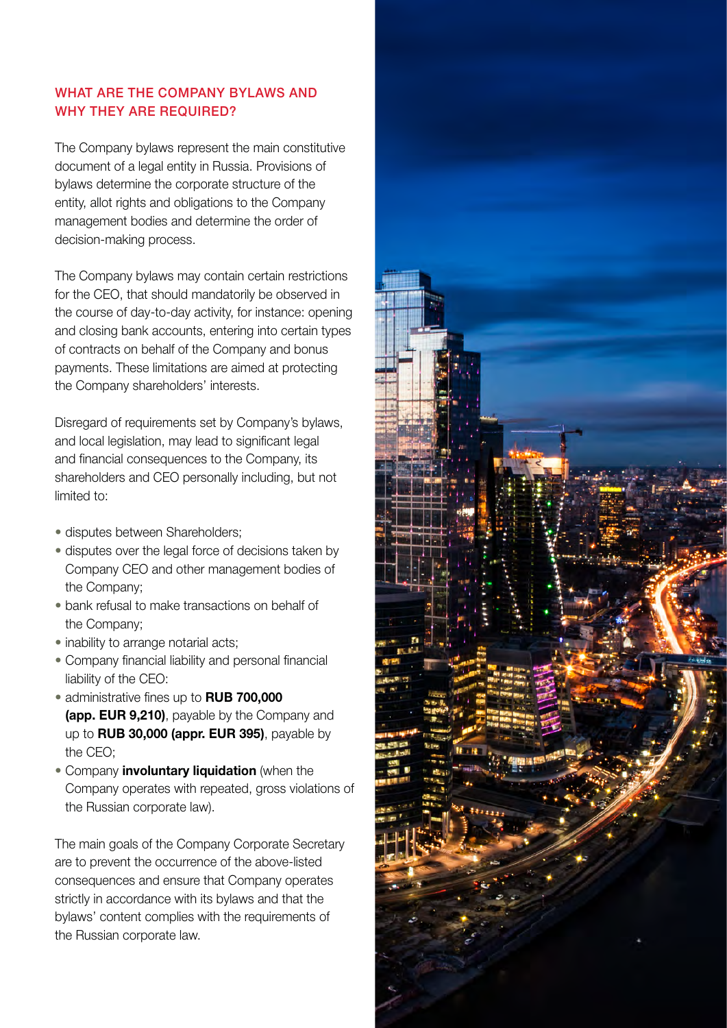## WHAT ARE THE COMPANY BYLAWS AND WHY THEY ARE REQUIRED?

The Company bylaws represent the main constitutive document of a legal entity in Russia. Provisions of bylaws determine the corporate structure of the entity, allot rights and obligations to the Company management bodies and determine the order of decision-making process.

The Company bylaws may contain certain restrictions for the CEO, that should mandatorily be observed in the course of day-to-day activity, for instance: opening and closing bank accounts, entering into certain types of contracts on behalf of the Company and bonus payments. These limitations are aimed at protecting the Company shareholders' interests.

Disregard of requirements set by Company's bylaws, and local legislation, may lead to significant legal and financial consequences to the Company, its shareholders and CEO personally including, but not limited to:

- disputes between Shareholders;
- disputes over the legal force of decisions taken by Company CEO and other management bodies of the Company;
- bank refusal to make transactions on behalf of the Company;
- inability to arrange notarial acts;
- Company financial liability and personal financial liability of the CEO:
- administrative fines up to **RUB 700,000 (app. EUR 9,210)**, payable by the Company and up to **RUB 30,000 (appr. EUR 395)**, payable by the CEO;
- Company **involuntary liquidation** (when the Company operates with repeated, gross violations of the Russian corporate law).

The main goals of the Company Corporate Secretary are to prevent the occurrence of the above-listed consequences and ensure that Company operates strictly in accordance with its bylaws and that the bylaws' content complies with the requirements of the Russian corporate law.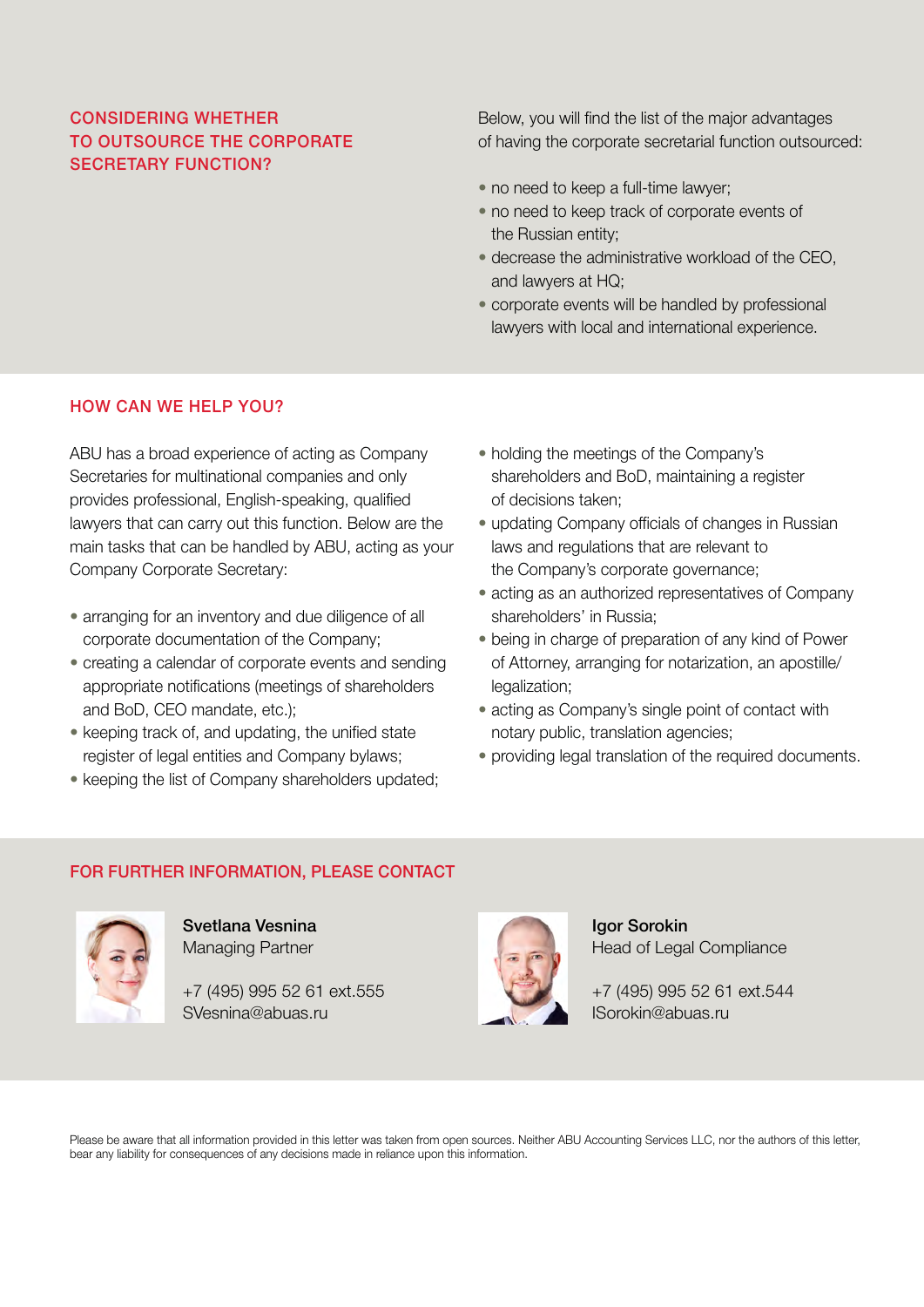## CONSIDERING WHETHER TO OUTSOURCE THE CORPORATE SECRETARY FUNCTION?

Below, you will find the list of the major advantages of having the corporate secretarial function outsourced:

- no need to keep a full-time lawyer;
- no need to keep track of corporate events of the Russian entity;
- decrease the administrative workload of the CEO, and lawyers at HQ;
- corporate events will be handled by professional lawyers with local and international experience.

## HOW CAN WE HELP YOU?

ABU has a broad experience of acting as Company Secretaries for multinational companies and only provides professional, English-speaking, qualified lawyers that can carry out this function. Below are the main tasks that can be handled by ABU, acting as your Company Corporate Secretary:

- arranging for an inventory and due diligence of all corporate documentation of the Company;
- creating a calendar of corporate events and sending appropriate notifications (meetings of shareholders and BoD, CEO mandate, etc.);
- keeping track of, and updating, the unified state register of legal entities and Company bylaws;
- keeping the list of Company shareholders updated;
- holding the meetings of the Company's shareholders and BoD, maintaining a register of decisions taken;
- updating Company officials of changes in Russian laws and regulations that are relevant to the Company's corporate governance;
- acting as an authorized representatives of Company shareholders' in Russia;
- being in charge of preparation of any kind of Power of Attorney, arranging for notarization, an apostille/ legalization;
- acting as Company's single point of contact with notary public, translation agencies;
- providing legal translation of the required documents.

## FOR FURTHER INFORMATION, PLEASE CONTACT

**Svetlana Vesnina**
Managing Partner

+7 (495) 995 52 61 ext.555
SVesnina@abuas.ru

**Igor Sorokin**
Head of Legal Compliance

+7 (495) 995 52 61 ext.544
ISorokin@abuas.ru

Please be aware that all information provided in this letter was taken from open sources. Neither ABU Accounting Services LLC, nor the authors of this letter, bear any liability for consequences of any decisions made in reliance upon this information.